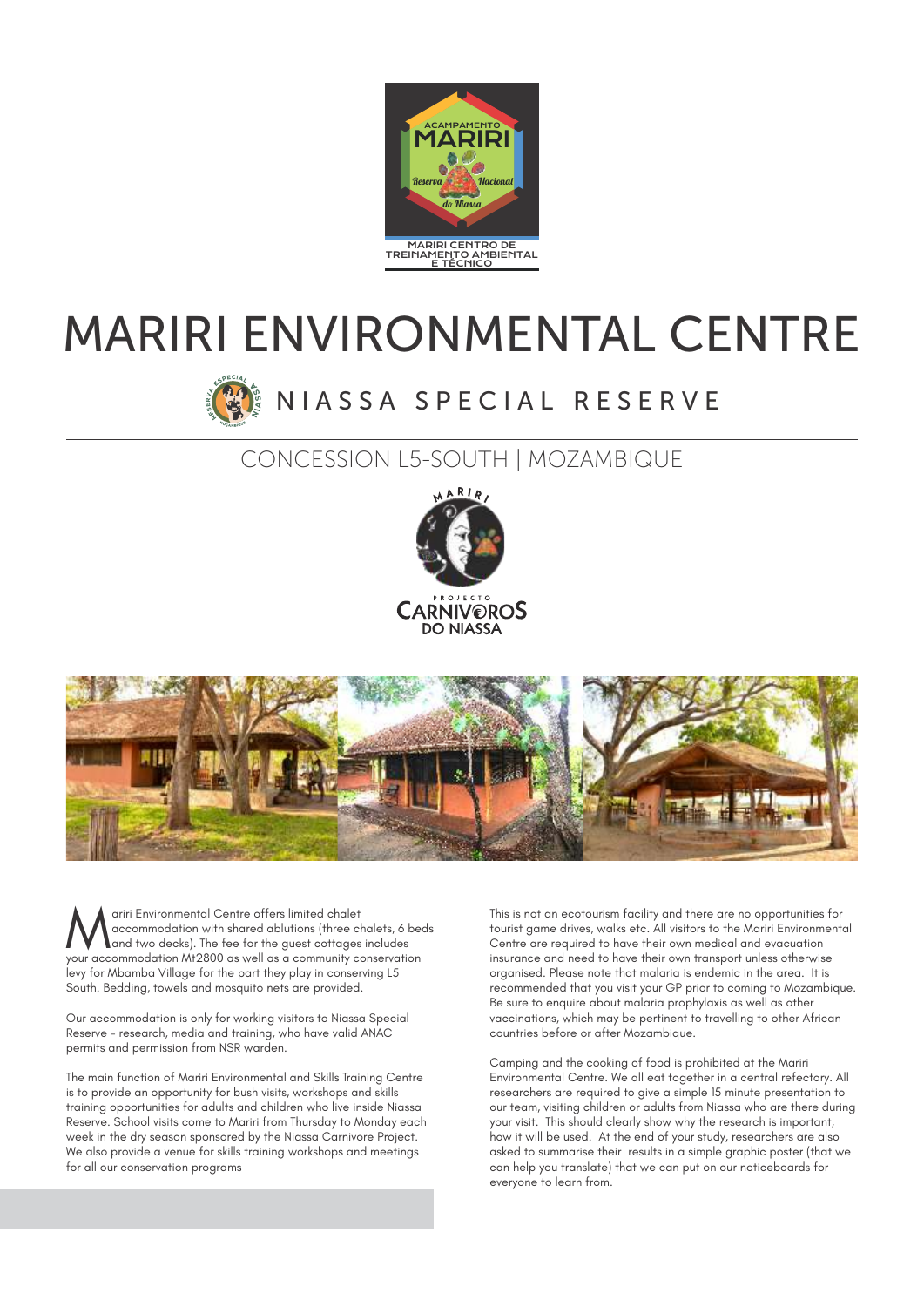ACAMPAMENTO MARIRI

Reserva Nacional do Niassa

MARIRI CENTRO DE TREINAMENTO AMBIENTAL E TÉCNICO

# MARIRI ENVIRONMENTAL CENTRE

## NIASSA SPECIAL RESERVE

### CONCESSION L5-SOUTH | MOZAMBIQUE

MARIRI

PROJECTO CARNIVOROS DO NIASSA

Mariri Environmental Centre offers limited chalet accommodation with shared ablutions (three chalets, 6 beds and two decks). The fee for the guest cottages includes your accommodation Mt2800 as well as a community conservation levy for Mbamba Village for the part they play in conserving L5 South. Bedding, towels and mosquito nets are provided.

Our accommodation is only for working visitors to Niassa Special Reserve - research, media and training, who have valid ANAC permits and permission from NSR warden.

The main function of Mariri Environmental and Skills Training Centre is to provide an opportunity for bush visits, workshops and skills training opportunities for adults and children who live inside Niassa Reserve. School visits come to Mariri from Thursday to Monday each week in the dry season sponsored by the Niassa Carnivore Project. We also provide a venue for skills training workshops and meetings for all our conservation programs

This is not an ecotourism facility and there are no opportunities for tourist game drives, walks etc. All visitors to the Mariri Environmental Centre are required to have their own medical and evacuation insurance and need to have their own transport unless otherwise organised. Please note that malaria is endemic in the area. It is recommended that you visit your GP prior to coming to Mozambique. Be sure to enquire about malaria prophylaxis as well as other vaccinations, which may be pertinent to travelling to other African countries before or after Mozambique.

Camping and the cooking of food is prohibited at the Mariri Environmental Centre. We all eat together in a central refectory. All researchers are required to give a simple 15 minute presentation to our team, visiting children or adults from Niassa who are there during your visit. This should clearly show why the research is important, how it will be used. At the end of your study, researchers are also asked to summarise their results in a simple graphic poster (that we can help you translate) that we can put on our noticeboards for everyone to learn from.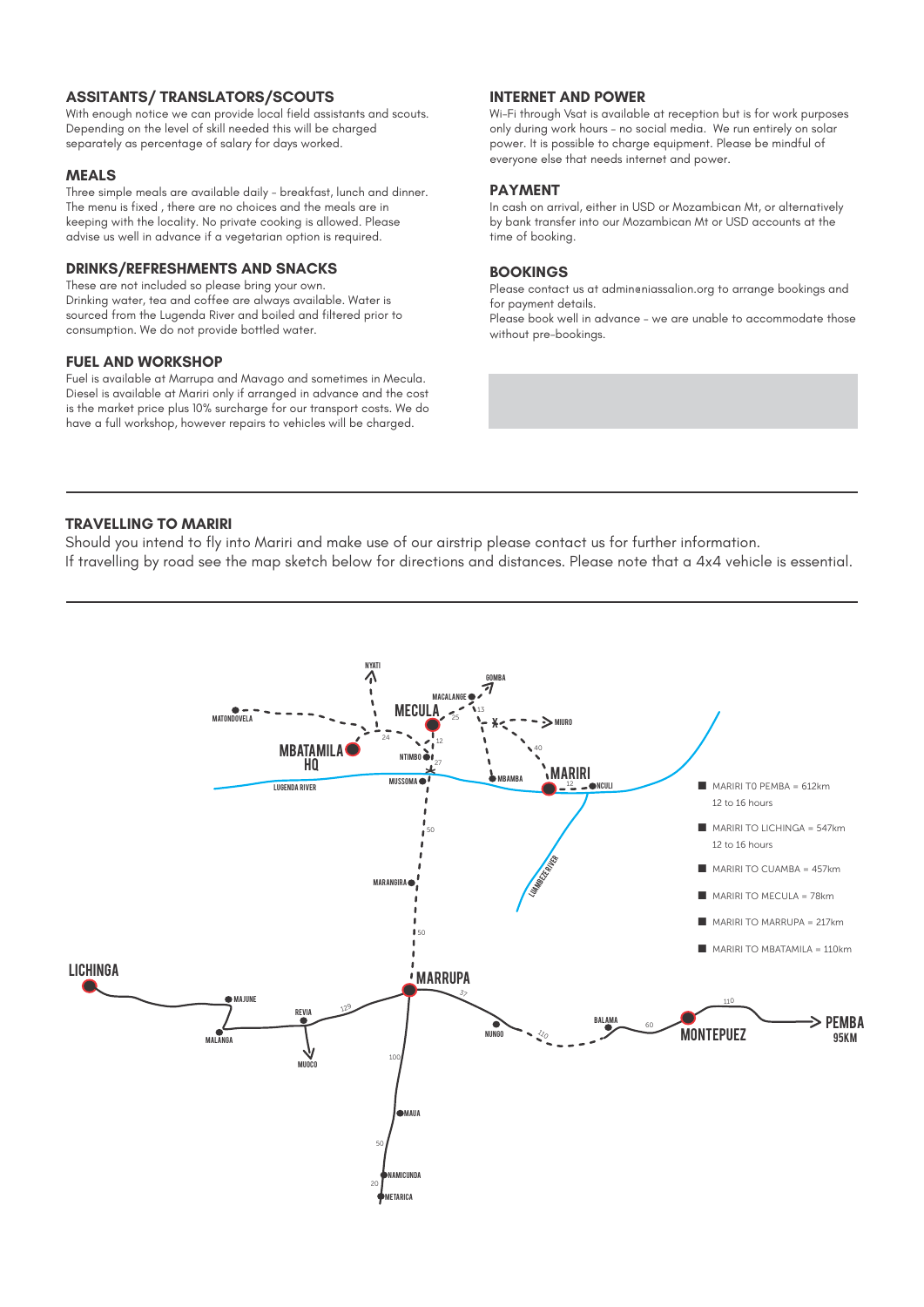### ASSITANTS/ TRANSLATORS/SCOUTS

With enough notice we can provide local field assistants and scouts. Depending on the level of skill needed this will be charged separately as percentage of salary for days worked.

### MEALS

Three simple meals are available daily - breakfast, lunch and dinner. The menu is fixed , there are no choices and the meals are in keeping with the locality. No private cooking is allowed. Please advise us well in advance if a vegetarian option is required.

### DRINKS/REFRESHMENTS AND SNACKS

These are not included so please bring your own.
Drinking water, tea and coffee are always available. Water is sourced from the Lugenda River and boiled and filtered prior to consumption. We do not provide bottled water.

### FUEL AND WORKSHOP

Fuel is available at Marrupa and Mavago and sometimes in Mecula. Diesel is available at Mariri only if arranged in advance and the cost is the market price plus 10% surcharge for our transport costs. We do have a full workshop, however repairs to vehicles will be charged.

### INTERNET AND POWER

Wi-Fi through Vsat is available at reception but is for work purposes only during work hours - no social media. We run entirely on solar power. It is possible to charge equipment. Please be mindful of everyone else that needs internet and power.

### PAYMENT

In cash on arrival, either in USD or Mozambican Mt, or alternatively by bank transfer into our Mozambican Mt or USD accounts at the time of booking.

### BOOKINGS

Please contact us at admin@niassalion.org to arrange bookings and for payment details.
Please book well in advance - we are unable to accommodate those without pre-bookings.

---

### TRAVELLING TO MARIRI

Should you intend to fly into Mariri and make use of our airstrip please contact us for further information.
If travelling by road see the map sketch below for directions and distances. Please note that a 4x4 vehicle is essential.

---

- MARIRI TO PEMBA = 612km
  12 to 16 hours
- MARIRI TO LICHINGA = 547km
  12 to 16 hours
- MARIRI TO CUAMBA = 457km
- MARIRI TO MECULA = 78km
- MARIRI TO MARRUPA = 217km
- MARIRI TO MBATAMILA = 110km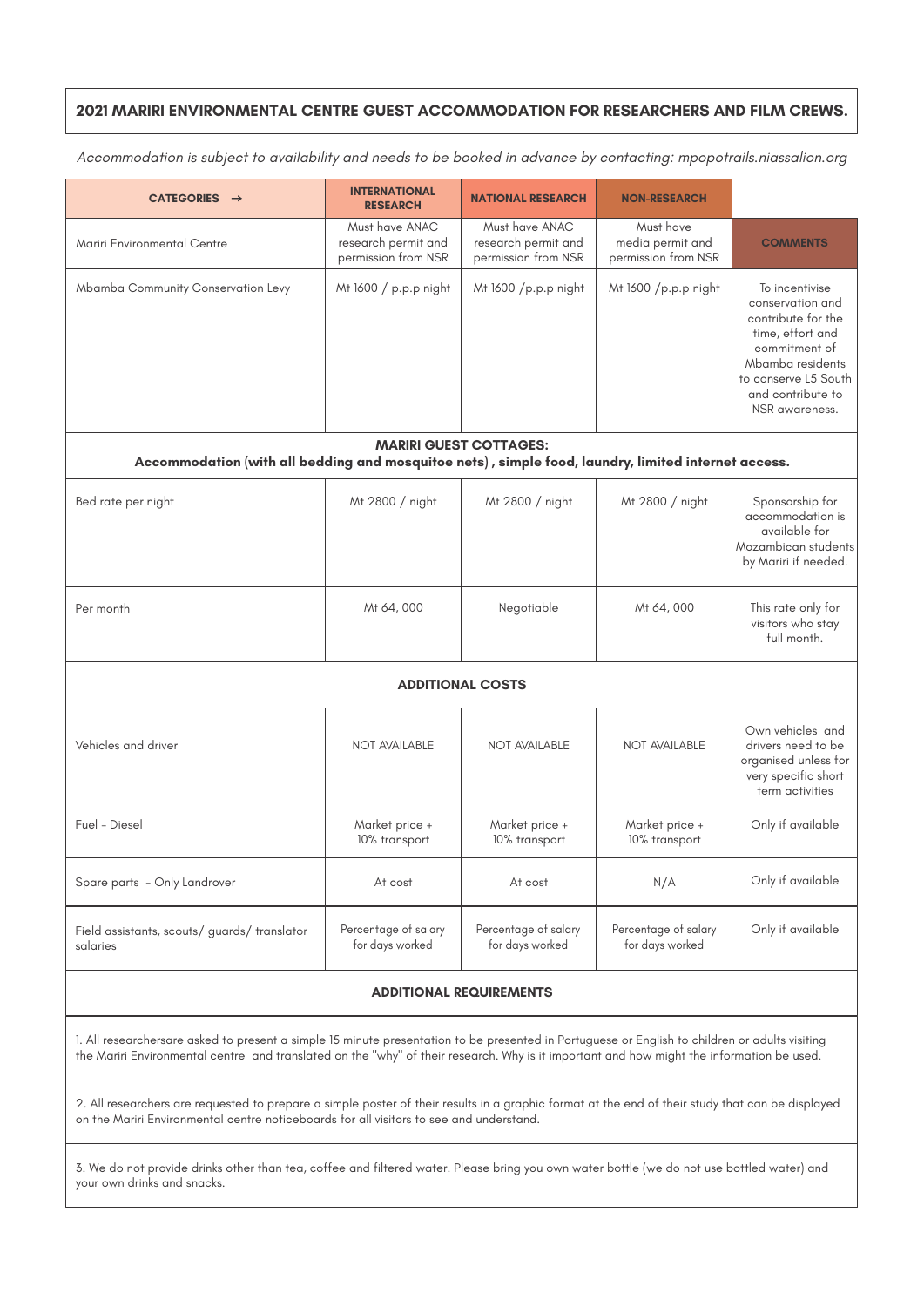## 2021 MARIRI ENVIRONMENTAL CENTRE GUEST ACCOMMODATION FOR RESEARCHERS AND FILM CREWS.

*Accommodation is subject to availability and needs to be booked in advance by contacting: mpopotrails.niassalion.org*

| **CATEGORIES →** | **INTERNATIONAL RESEARCH** | **NATIONAL RESEARCH** | **NON-RESEARCH** | |
|---|---|---|---|---|
| Mariri Environmental Centre | Must have ANAC research permit and permission from NSR | Must have ANAC research permit and permission from NSR | Must have media permit and permission from NSR | **COMMENTS** |
| Mbamba Community Conservation Levy | Mt 1600 / p.p.p night | Mt 1600 /p.p.p night | Mt 1600 /p.p.p night | To incentivise conservation and contribute for the time, effort and commitment of Mbamba residents to conserve L5 South and contribute to NSR awareness. |
| **MARIRI GUEST COTTAGES: Accommodation (with all bedding and mosquitoe nets), simple food, laundry, limited internet access.** | | | | |
| Bed rate per night | Mt 2800 / night | Mt 2800 / night | Mt 2800 / night | Sponsorship for accommodation is available for Mozambican students by Mariri if needed. |
| Per month | Mt 64, 000 | Negotiable | Mt 64, 000 | This rate only for visitors who stay full month. |
| **ADDITIONAL COSTS** | | | | |
| Vehicles and driver | NOT AVAILABLE | NOT AVAILABLE | NOT AVAILABLE | Own vehicles and drivers need to be organised unless for very specific short term activities |
| Fuel - Diesel | Market price + 10% transport | Market price + 10% transport | Market price + 10% transport | Only if available |
| Spare parts - Only Landrover | At cost | At cost | N/A | Only if available |
| Field assistants, scouts/ guards/ translator salaries | Percentage of salary for days worked | Percentage of salary for days worked | Percentage of salary for days worked | Only if available |

### ADDITIONAL REQUIREMENTS

1. All researchersare asked to present a simple 15 minute presentation to be presented in Portuguese or English to children or adults visiting the Mariri Environmental centre and translated on the "why" of their research. Why is it important and how might the information be used.

2. All researchers are requested to prepare a simple poster of their results in a graphic format at the end of their study that can be displayed on the Mariri Environmental centre noticeboards for all visitors to see and understand.

3. We do not provide drinks other than tea, coffee and filtered water. Please bring you own water bottle (we do not use bottled water) and your own drinks and snacks.